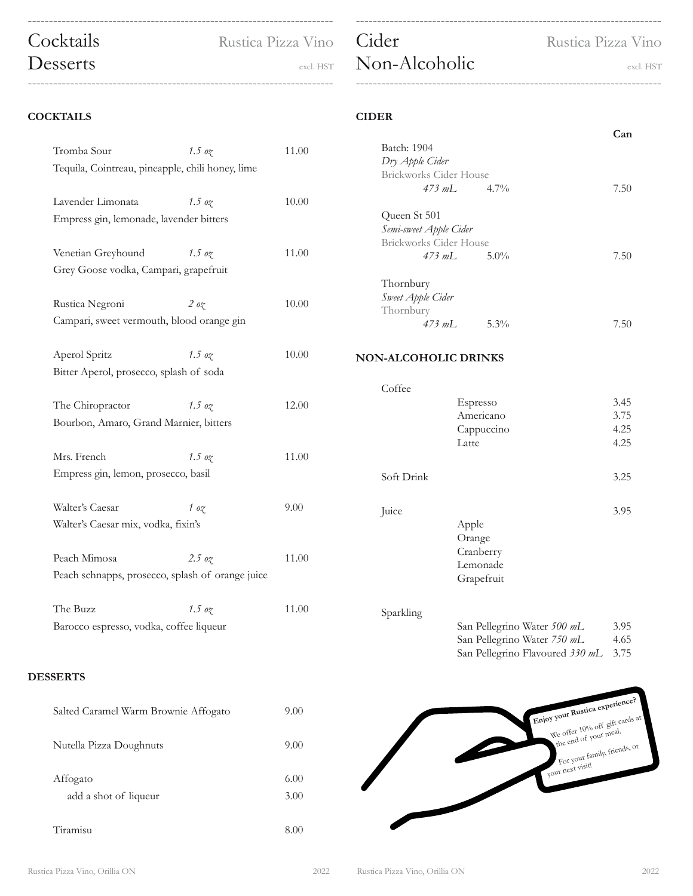# Cocktails
# Desserts

Rustica Pizza Vino

excl. HST

## COCKTAILS

| Cocktail | Size | Price |
|---|---|---|
| Tromba Sour<br>Tequila, Cointreau, pineapple, chili honey, lime | *1.5 oz* | 11.00 |
| Lavender Limonata<br>Empress gin, lemonade, lavender bitters | *1.5 oz* | 10.00 |
| Venetian Greyhound<br>Grey Goose vodka, Campari, grapefruit | *1.5 oz* | 11.00 |
| Rustica Negroni<br>Campari, sweet vermouth, blood orange gin | *2 oz* | 10.00 |
| Aperol Spritz<br>Bitter Aperol, prosecco, splash of soda | *1.5 oz* | 10.00 |
| The Chiropractor<br>Bourbon, Amaro, Grand Marnier, bitters | *1.5 oz* | 12.00 |
| Mrs. French<br>Empress gin, lemon, prosecco, basil | *1.5 oz* | 11.00 |
| Walter's Caesar<br>Walter's Caesar mix, vodka, fixin's | *1 oz* | 9.00 |
| Peach Mimosa<br>Peach schnapps, prosecco, splash of orange juice | *2.5 oz* | 11.00 |
| The Buzz<br>Barocco espresso, vodka, coffee liqueur | *1.5 oz* | 11.00 |

## DESSERTS

| Dessert | Price |
|---|---|
| Salted Caramel Warm Brownie Affogato | 9.00 |
| Nutella Pizza Doughnuts | 9.00 |
| Affogato | 6.00 |
| add a shot of liqueur | 3.00 |
| Tiramisu | 8.00 |

# Cider
# Non-Alcoholic

Rustica Pizza Vino

excl. HST

## CIDER

| Cider | Size | ABV | Can |
|---|---|---|---|
| Batch: 1904<br>*Dry Apple Cider*<br>Brickworks Cider House | *473 mL* | 4.7% | 7.50 |
| Queen St 501<br>*Semi-sweet Apple Cider*<br>Brickworks Cider House | *473 mL* | 5.0% | 7.50 |
| Thornbury<br>*Sweet Apple Cider*<br>Thornbury | *473 mL* | 5.3% | 7.50 |

## NON-ALCOHOLIC DRINKS

| Category | Item | Price |
|---|---|---|
| Coffee | Espresso | 3.45 |
| | Americano | 3.75 |
| | Cappuccino | 4.25 |
| | Latte | 4.25 |
| Soft Drink | | 3.25 |
| Juice | | 3.95 |
| | Apple | |
| | Orange | |
| | Cranberry | |
| | Lemonade | |
| | Grapefruit | |
| Sparkling | San Pellegrino Water *500 mL* | 3.95 |
| | San Pellegrino Water *750 mL* | 4.65 |
| | San Pellegrino Flavoured *330 mL* | 3.75 |

**Enjoy your Rustica experience?**

We offer 10% off gift cards at the end of your meal.

For your family, friends, or your next visit!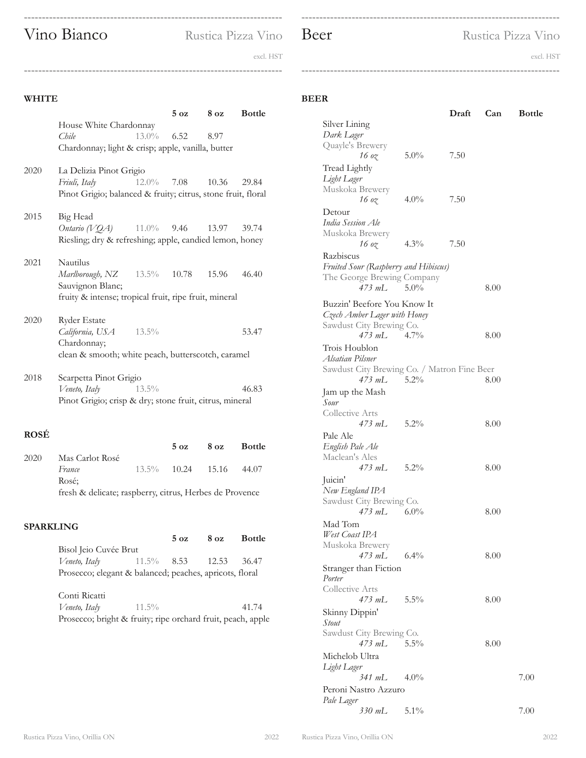# Vino Bianco

Rustica Pizza Vino

excl. HST

## WHITE

| Vintage | Wine | ABV | 5 oz | 8 oz | Bottle |
|---|---|---|---|---|---|
| | House White Chardonnay<br>*Chile*<br>Chardonnay; light & crisp; apple, vanilla, butter | 13.0% | 6.52 | 8.97 | |
| 2020 | La Delizia Pinot Grigio<br>*Friuli, Italy*<br>Pinot Grigio; balanced & fruity; citrus, stone fruit, floral | 12.0% | 7.08 | 10.36 | 29.84 |
| 2015 | Big Head<br>*Ontario (VQA)*<br>Riesling; dry & refreshing; apple, candied lemon, honey | 11.0% | 9.46 | 13.97 | 39.74 |
| 2021 | Nautilus<br>*Marlborough, NZ*<br>Sauvignon Blanc;<br>fruity & intense; tropical fruit, ripe fruit, mineral | 13.5% | 10.78 | 15.96 | 46.40 |
| 2020 | Ryder Estate<br>*California, USA*<br>Chardonnay;<br>clean & smooth; white peach, butterscotch, caramel | 13.5% | | | 53.47 |
| 2018 | Scarpetta Pinot Grigio<br>*Veneto, Italy*<br>Pinot Grigio; crisp & dry; stone fruit, citrus, mineral | 13.5% | | | 46.83 |

## ROSÉ

| Vintage | Wine | ABV | 5 oz | 8 oz | Bottle |
|---|---|---|---|---|---|
| 2020 | Mas Carlot Rosé<br>*France*<br>Rosé;<br>fresh & delicate; raspberry, citrus, Herbes de Provence | 13.5% | 10.24 | 15.16 | 44.07 |

## SPARKLING

| Vintage | Wine | ABV | 5 oz | 8 oz | Bottle |
|---|---|---|---|---|---|
| | Bisol Jeio Cuvée Brut<br>*Veneto, Italy*<br>Prosecco; elegant & balanced; peaches, apricots, floral | 11.5% | 8.53 | 12.53 | 36.47 |
| | Conti Ricatti<br>*Veneto, Italy*<br>Prosecco; bright & fruity; ripe orchard fruit, peach, apple | 11.5% | | | 41.74 |

# Beer

Rustica Pizza Vino

excl. HST

## BEER

| Beer | Size | ABV | Draft | Can | Bottle |
|---|---|---|---|---|---|
| Silver Lining<br>*Dark Lager*<br>Quayle's Brewery | *16 oz* | 5.0% | 7.50 | | |
| Tread Lightly<br>*Light Lager*<br>Muskoka Brewery | *16 oz* | 4.0% | 7.50 | | |
| Detour<br>*India Session Ale*<br>Muskoka Brewery | *16 oz* | 4.3% | 7.50 | | |
| Razbiscus<br>*Fruited Sour (Raspberry and Hibiscus)*<br>The George Brewing Company | *473 mL* | 5.0% | | 8.00 | |
| Buzzin' Beefore You Know It<br>*Czech Amber Lager with Honey*<br>Sawdust City Brewing Co. | *473 mL* | 4.7% | | 8.00 | |
| Trois Houblon<br>*Alsatian Pilsner*<br>Sawdust City Brewing Co. / Matron Fine Beer | *473 mL* | 5.2% | | 8.00 | |
| Jam up the Mash<br>*Sour*<br>Collective Arts | *473 mL* | 5.2% | | 8.00 | |
| Pale Ale<br>*English Pale Ale*<br>Maclean's Ales | *473 mL* | 5.2% | | 8.00 | |
| Juicin'<br>*New England IPA*<br>Sawdust City Brewing Co. | *473 mL* | 6.0% | | 8.00 | |
| Mad Tom<br>*West Coast IPA*<br>Muskoka Brewery | *473 mL* | 6.4% | | 8.00 | |
| Stranger than Fiction<br>*Porter*<br>Collective Arts | *473 mL* | 5.5% | | 8.00 | |
| Skinny Dippin'<br>*Stout*<br>Sawdust City Brewing Co. | *473 mL* | 5.5% | | 8.00 | |
| Michelob Ultra<br>*Light Lager* | *341 mL* | 4.0% | | | 7.00 |
| Peroni Nastro Azzuro<br>*Pale Lager* | *330 mL* | 5.1% | | | 7.00 |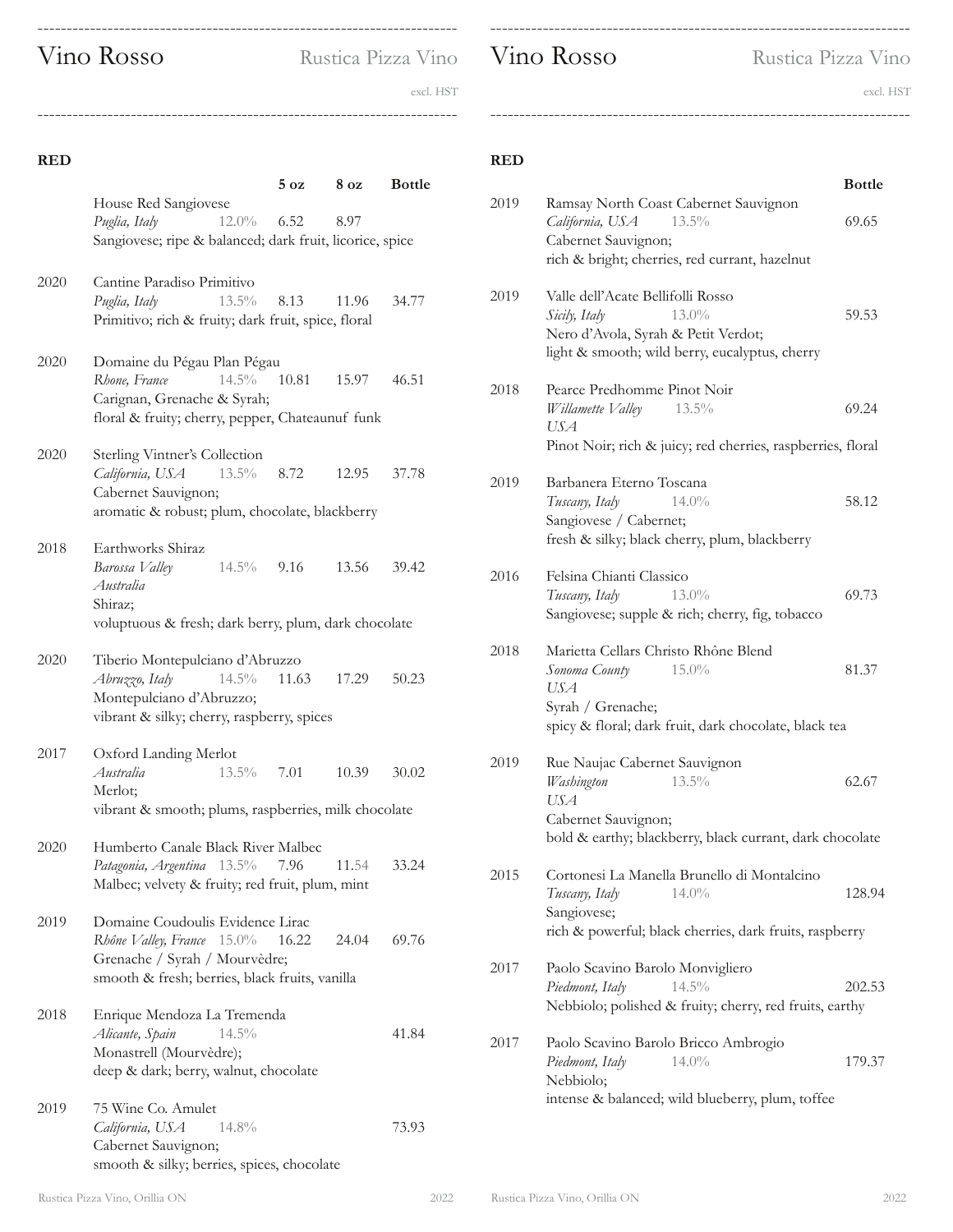# Vino Rosso

Rustica Pizza Vino

excl. HST

## RED

| Year | Wine | | 5 oz | 8 oz | Bottle |
|---|---|---|---|---|---|
| | House Red Sangiovese<br>*Puglia, Italy*<br>Sangiovese; ripe & balanced; dark fruit, licorice, spice | 12.0% | 6.52 | 8.97 | |
| 2020 | Cantine Paradiso Primitivo<br>*Puglia, Italy*<br>Primitivo; rich & fruity; dark fruit, spice, floral | 13.5% | 8.13 | 11.96 | 34.77 |
| 2020 | Domaine du Pégau Plan Pégau<br>*Rhone, France*<br>Carignan, Grenache & Syrah;<br>floral & fruity; cherry, pepper, Chateaunuf funk | 14.5% | 10.81 | 15.97 | 46.51 |
| 2020 | Sterling Vintner's Collection<br>*California, USA*<br>Cabernet Sauvignon;<br>aromatic & robust; plum, chocolate, blackberry | 13.5% | 8.72 | 12.95 | 37.78 |
| 2018 | Earthworks Shiraz<br>*Barossa Valley Australia*<br>Shiraz;<br>voluptuous & fresh; dark berry, plum, dark chocolate | 14.5% | 9.16 | 13.56 | 39.42 |
| 2020 | Tiberio Montepulciano d'Abruzzo<br>*Abruzzo, Italy*<br>Montepulciano d'Abruzzo;<br>vibrant & silky; cherry, raspberry, spices | 14.5% | 11.63 | 17.29 | 50.23 |
| 2017 | Oxford Landing Merlot<br>*Australia*<br>Merlot;<br>vibrant & smooth; plums, raspberries, milk chocolate | 13.5% | 7.01 | 10.39 | 30.02 |
| 2020 | Humberto Canale Black River Malbec<br>*Patagonia, Argentina*<br>Malbec; velvety & fruity; red fruit, plum, mint | 13.5% | 7.96 | 11.54 | 33.24 |
| 2019 | Domaine Coudoulis Evidence Lirac<br>*Rhône Valley, France*<br>Grenache / Syrah / Mourvèdre;<br>smooth & fresh; berries, black fruits, vanilla | 15.0% | 16.22 | 24.04 | 69.76 |
| 2018 | Enrique Mendoza La Tremenda<br>*Alicante, Spain*<br>Monastrell (Mourvèdre);<br>deep & dark; berry, walnut, chocolate | 14.5% | | | 41.84 |
| 2019 | 75 Wine Co. Amulet<br>*California, USA*<br>Cabernet Sauvignon;<br>smooth & silky; berries, spices, chocolate | 14.8% | | | 73.93 |

# Vino Rosso

Rustica Pizza Vino

excl. HST

## RED

| Year | Wine | | Bottle |
|---|---|---|---|
| 2019 | Ramsay North Coast Cabernet Sauvignon<br>*California, USA*<br>Cabernet Sauvignon;<br>rich & bright; cherries, red currant, hazelnut | 13.5% | 69.65 |
| 2019 | Valle dell'Acate Bellifolli Rosso<br>*Sicily, Italy*<br>Nero d'Avola, Syrah & Petit Verdot;<br>light & smooth; wild berry, eucalyptus, cherry | 13.0% | 59.53 |
| 2018 | Pearce Predhomme Pinot Noir<br>*Willamette Valley USA*<br>Pinot Noir; rich & juicy; red cherries, raspberries, floral | 13.5% | 69.24 |
| 2019 | Barbanera Eterno Toscana<br>*Tuscany, Italy*<br>Sangiovese / Cabernet;<br>fresh & silky; black cherry, plum, blackberry | 14.0% | 58.12 |
| 2016 | Felsina Chianti Classico<br>*Tuscany, Italy*<br>Sangiovese; supple & rich; cherry, fig, tobacco | 13.0% | 69.73 |
| 2018 | Marietta Cellars Christo Rhône Blend<br>*Sonoma County USA*<br>Syrah / Grenache;<br>spicy & floral; dark fruit, dark chocolate, black tea | 15.0% | 81.37 |
| 2019 | Rue Naujac Cabernet Sauvignon<br>*Washington USA*<br>Cabernet Sauvignon;<br>bold & earthy; blackberry, black currant, dark chocolate | 13.5% | 62.67 |
| 2015 | Cortonesi La Manella Brunello di Montalcino<br>*Tuscany, Italy*<br>Sangiovese;<br>rich & powerful; black cherries, dark fruits, raspberry | 14.0% | 128.94 |
| 2017 | Paolo Scavino Barolo Monvigliero<br>*Piedmont, Italy*<br>Nebbiolo; polished & fruity; cherry, red fruits, earthy | 14.5% | 202.53 |
| 2017 | Paolo Scavino Barolo Bricco Ambrogio<br>*Piedmont, Italy*<br>Nebbiolo;<br>intense & balanced; wild blueberry, plum, toffee | 14.0% | 179.37 |